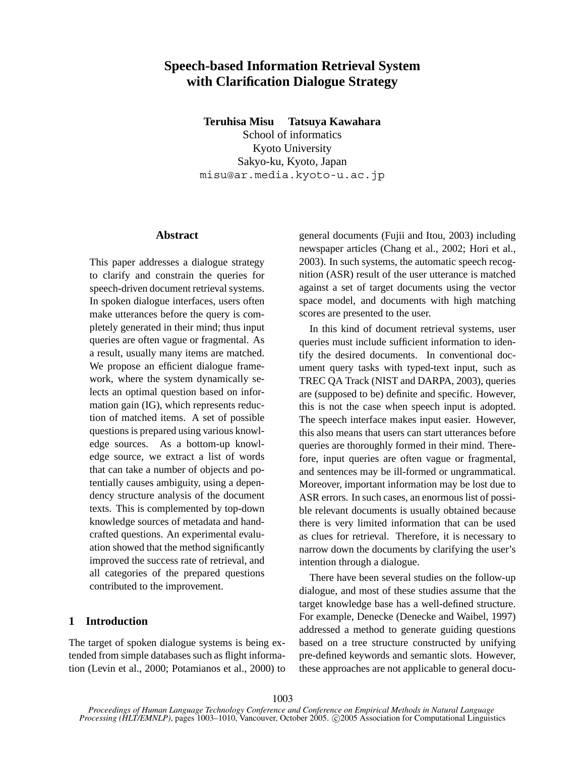# Speech-based Information Retrieval System with Clarification Dialogue Strategy

**Teruhisa Misu** **Tatsuya Kawahara**
School of informatics
Kyoto University
Sakyo-ku, Kyoto, Japan
misu@ar.media.kyoto-u.ac.jp

## Abstract

This paper addresses a dialogue strategy to clarify and constrain the queries for speech-driven document retrieval systems. In spoken dialogue interfaces, users often make utterances before the query is completely generated in their mind; thus input queries are often vague or fragmental. As a result, usually many items are matched. We propose an efficient dialogue framework, where the system dynamically selects an optimal question based on information gain (IG), which represents reduction of matched items. A set of possible questions is prepared using various knowledge sources. As a bottom-up knowledge source, we extract a list of words that can take a number of objects and potentially causes ambiguity, using a dependency structure analysis of the document texts. This is complemented by top-down knowledge sources of metadata and hand-crafted questions. An experimental evaluation showed that the method significantly improved the success rate of retrieval, and all categories of the prepared questions contributed to the improvement.

## 1 Introduction

The target of spoken dialogue systems is being extended from simple databases such as flight information (Levin et al., 2000; Potamianos et al., 2000) to general documents (Fujii and Itou, 2003) including newspaper articles (Chang et al., 2002; Hori et al., 2003). In such systems, the automatic speech recognition (ASR) result of the user utterance is matched against a set of target documents using the vector space model, and documents with high matching scores are presented to the user.

In this kind of document retrieval systems, user queries must include sufficient information to identify the desired documents. In conventional document query tasks with typed-text input, such as TREC QA Track (NIST and DARPA, 2003), queries are (supposed to be) definite and specific. However, this is not the case when speech input is adopted. The speech interface makes input easier. However, this also means that users can start utterances before queries are thoroughly formed in their mind. Therefore, input queries are often vague or fragmental, and sentences may be ill-formed or ungrammatical. Moreover, important information may be lost due to ASR errors. In such cases, an enormous list of possible relevant documents is usually obtained because there is very limited information that can be used as clues for retrieval. Therefore, it is necessary to narrow down the documents by clarifying the user's intention through a dialogue.

There have been several studies on the follow-up dialogue, and most of these studies assume that the target knowledge base has a well-defined structure. For example, Denecke (Denecke and Waibel, 1997) addressed a method to generate guiding questions based on a tree structure constructed by unifying pre-defined keywords and semantic slots. However, these approaches are not applicable to general docu-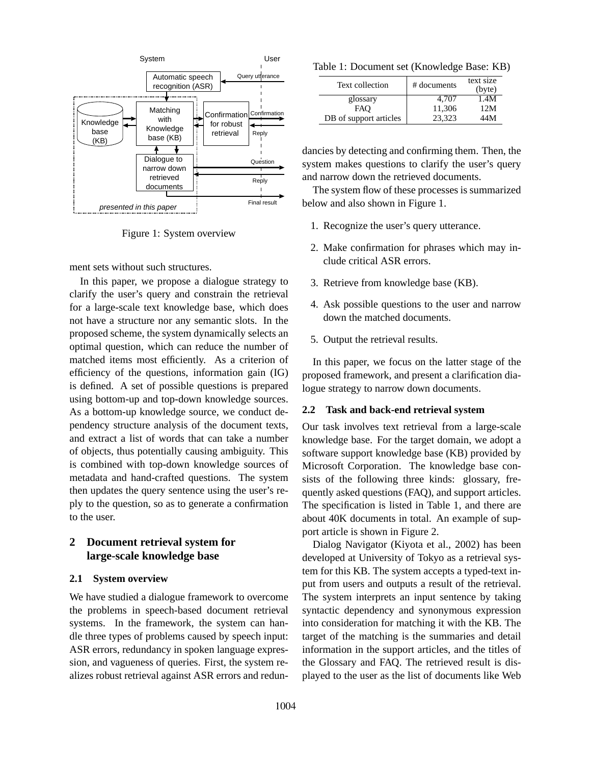Figure 1: System overview

ment sets without such structures.

In this paper, we propose a dialogue strategy to clarify the user's query and constrain the retrieval for a large-scale text knowledge base, which does not have a structure nor any semantic slots. In the proposed scheme, the system dynamically selects an optimal question, which can reduce the number of matched items most efficiently. As a criterion of efficiency of the questions, information gain (IG) is defined. A set of possible questions is prepared using bottom-up and top-down knowledge sources. As a bottom-up knowledge source, we conduct dependency structure analysis of the document texts, and extract a list of words that can take a number of objects, thus potentially causing ambiguity. This is combined with top-down knowledge sources of metadata and hand-crafted questions. The system then updates the query sentence using the user's reply to the question, so as to generate a confirmation to the user.

## 2 Document retrieval system for large-scale knowledge base

### 2.1 System overview

We have studied a dialogue framework to overcome the problems in speech-based document retrieval systems. In the framework, the system can handle three types of problems caused by speech input: ASR errors, redundancy in spoken language expression, and vagueness of queries. First, the system realizes robust retrieval against ASR errors and redundancies by detecting and confirming them. Then, the system makes questions to clarify the user's query and narrow down the retrieved documents.

The system flow of these processes is summarized below and also shown in Figure 1.

1. Recognize the user's query utterance.
2. Make confirmation for phrases which may include critical ASR errors.
3. Retrieve from knowledge base (KB).
4. Ask possible questions to the user and narrow down the matched documents.
5. Output the retrieval results.

In this paper, we focus on the latter stage of the proposed framework, and present a clarification dialogue strategy to narrow down documents.

Table 1: Document set (Knowledge Base: KB)

| Text collection | # documents | text size (byte) |
|---|---|---|
| glossary | 4,707 | 1.4M |
| FAQ | 11,306 | 12M |
| DB of support articles | 23,323 | 44M |

### 2.2 Task and back-end retrieval system

Our task involves text retrieval from a large-scale knowledge base. For the target domain, we adopt a software support knowledge base (KB) provided by Microsoft Corporation. The knowledge base consists of the following three kinds: glossary, frequently asked questions (FAQ), and support articles. The specification is listed in Table 1, and there are about 40K documents in total. An example of support article is shown in Figure 2.

Dialog Navigator (Kiyota et al., 2002) has been developed at University of Tokyo as a retrieval system for this KB. The system accepts a typed-text input from users and outputs a result of the retrieval. The system interprets an input sentence by taking syntactic dependency and synonymous expression into consideration for matching it with the KB. The target of the matching is the summaries and detail information in the support articles, and the titles of the Glossary and FAQ. The retrieved result is displayed to the user as the list of documents like Web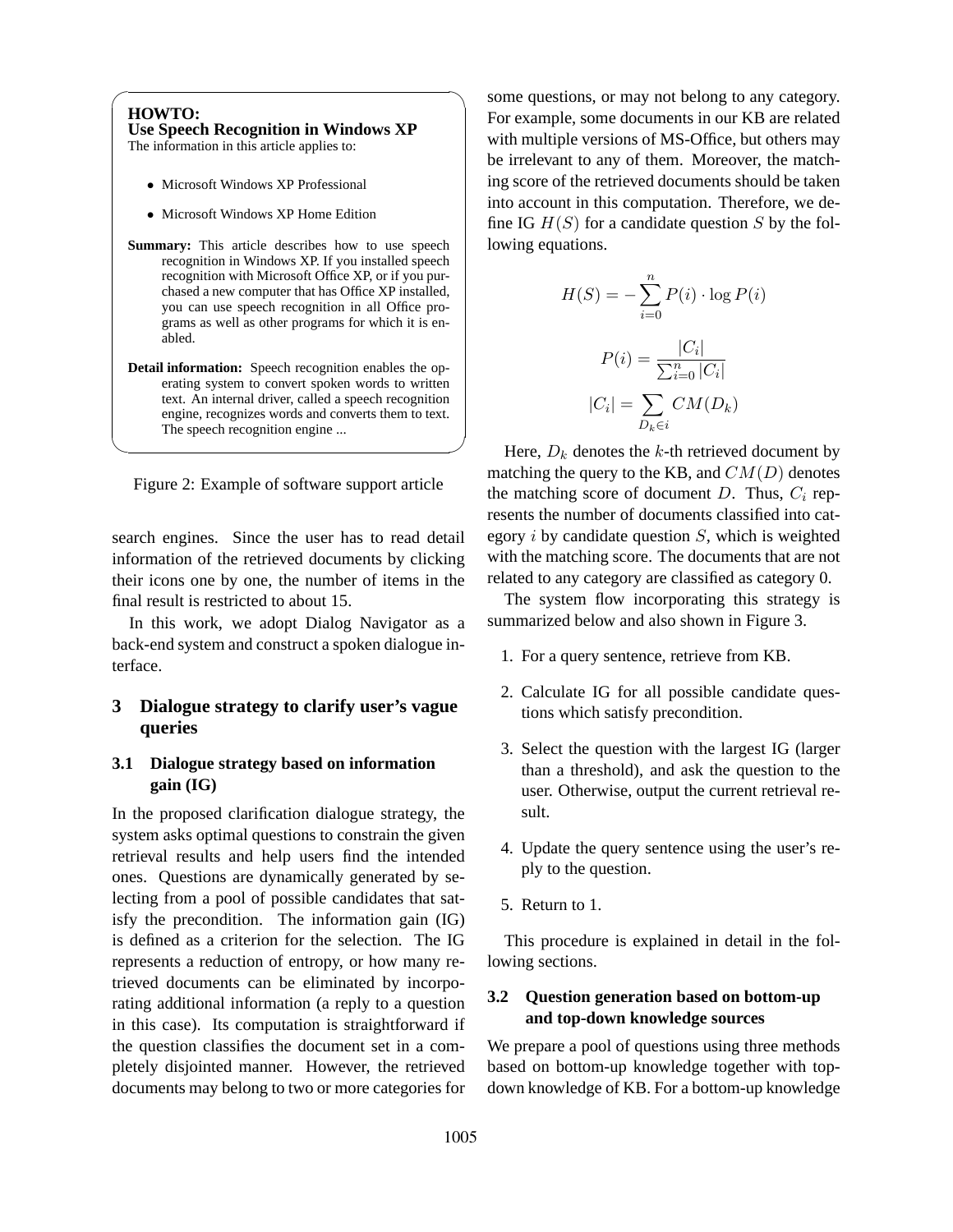**HOWTO:**
**Use Speech Recognition in Windows XP**
The information in this article applies to:

- Microsoft Windows XP Professional
- Microsoft Windows XP Home Edition

**Summary:** This article describes how to use speech recognition in Windows XP. If you installed speech recognition with Microsoft Office XP, or if you purchased a new computer that has Office XP installed, you can use speech recognition in all Office programs as well as other programs for which it is enabled.

**Detail information:** Speech recognition enables the operating system to convert spoken words to written text. An internal driver, called a speech recognition engine, recognizes words and converts them to text. The speech recognition engine ...

Figure 2: Example of software support article

search engines. Since the user has to read detail information of the retrieved documents by clicking their icons one by one, the number of items in the final result is restricted to about 15.

In this work, we adopt Dialog Navigator as a back-end system and construct a spoken dialogue interface.

## 3 Dialogue strategy to clarify user's vague queries

### 3.1 Dialogue strategy based on information gain (IG)

In the proposed clarification dialogue strategy, the system asks optimal questions to constrain the given retrieval results and help users find the intended ones. Questions are dynamically generated by selecting from a pool of possible candidates that satisfy the precondition. The information gain (IG) is defined as a criterion for the selection. The IG represents a reduction of entropy, or how many retrieved documents can be eliminated by incorporating additional information (a reply to a question in this case). Its computation is straightforward if the question classifies the document set in a completely disjointed manner. However, the retrieved documents may belong to two or more categories for some questions, or may not belong to any category. For example, some documents in our KB are related with multiple versions of MS-Office, but others may be irrelevant to any of them. Moreover, the matching score of the retrieved documents should be taken into account in this computation. Therefore, we define IG $H(S)$ for a candidate question $S$ by the following equations.

$$H(S) = -\sum_{i=0}^{n} P(i) \cdot \log P(i)$$

$$P(i) = \frac{|C_i|}{\sum_{i=0}^{n} |C_i|}$$

$$|C_i| = \sum_{D_k \in i} CM(D_k)$$

Here, $D_k$ denotes the $k$-th retrieved document by matching the query to the KB, and $CM(D)$ denotes the matching score of document $D$. Thus, $C_i$ represents the number of documents classified into category $i$ by candidate question $S$, which is weighted with the matching score. The documents that are not related to any category are classified as category 0.

The system flow incorporating this strategy is summarized below and also shown in Figure 3.

1. For a query sentence, retrieve from KB.
2. Calculate IG for all possible candidate questions which satisfy precondition.
3. Select the question with the largest IG (larger than a threshold), and ask the question to the user. Otherwise, output the current retrieval result.
4. Update the query sentence using the user's reply to the question.
5. Return to 1.

This procedure is explained in detail in the following sections.

### 3.2 Question generation based on bottom-up and top-down knowledge sources

We prepare a pool of questions using three methods based on bottom-up knowledge together with top-down knowledge of KB. For a bottom-up knowledge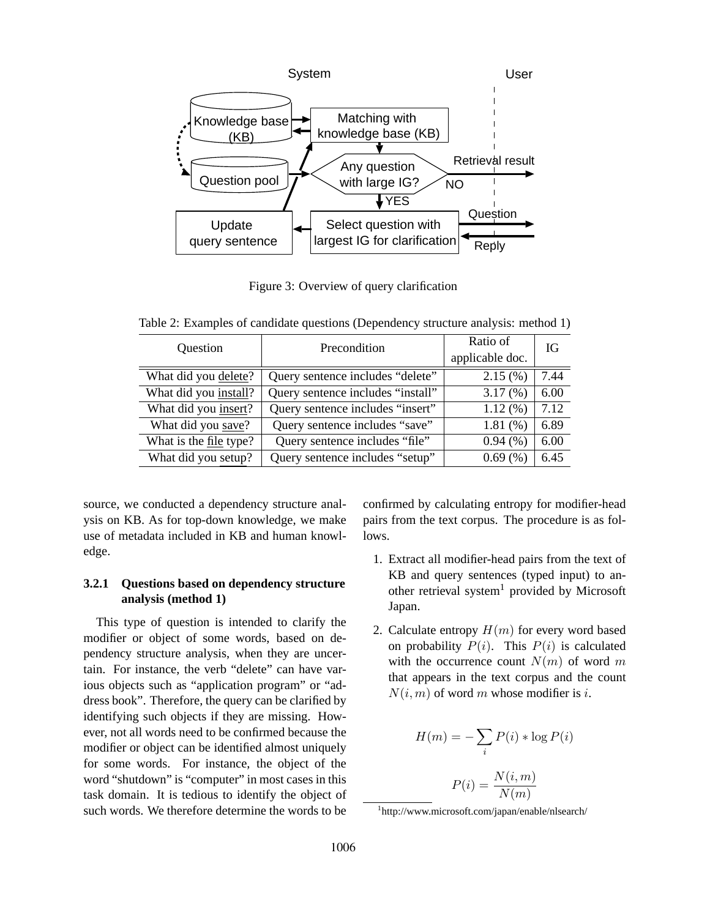Figure 3: Overview of query clarification

Table 2: Examples of candidate questions (Dependency structure analysis: method 1)

| Question | Precondition | Ratio of applicable doc. | IG |
|---|---|---|---|
| What did you <u>delete</u>? | Query sentence includes “delete” | 2.15 (%) | 7.44 |
| What did you <u>install</u>? | Query sentence includes “install” | 3.17 (%) | 6.00 |
| What did you <u>insert</u>? | Query sentence includes “insert” | 1.12 (%) | 7.12 |
| What did you <u>save</u>? | Query sentence includes “save” | 1.81 (%) | 6.89 |
| What is the <u>file</u> type? | Query sentence includes “file” | 0.94 (%) | 6.00 |
| What did you <u>setup</u>? | Query sentence includes “setup” | 0.69 (%) | 6.45 |

source, we conducted a dependency structure analysis on KB. As for top-down knowledge, we make use of metadata included in KB and human knowledge.

### 3.2.1 Questions based on dependency structure analysis (method 1)

This type of question is intended to clarify the modifier or object of some words, based on dependency structure analysis, when they are uncertain. For instance, the verb “delete” can have various objects such as “application program” or “address book”. Therefore, the query can be clarified by identifying such objects if they are missing. However, not all words need to be confirmed because the modifier or object can be identified almost uniquely for some words. For instance, the object of the word “shutdown” is “computer” in most cases in this task domain. It is tedious to identify the object of such words. We therefore determine the words to be confirmed by calculating entropy for modifier-head pairs from the text corpus. The procedure is as follows.

1. Extract all modifier-head pairs from the text of KB and query sentences (typed input) to another retrieval system[1] provided by Microsoft Japan.
2. Calculate entropy $H(m)$ for every word based on probability $P(i)$. This $P(i)$ is calculated with the occurrence count $N(m)$ of word $m$ that appears in the text corpus and the count $N(i, m)$ of word $m$ whose modifier is $i$.

$$H(m) = -\sum_i P(i) * \log P(i)$$

$$P(i) = \frac{N(i, m)}{N(m)}$$

[1] http://www.microsoft.com/japan/enable/nlsearch/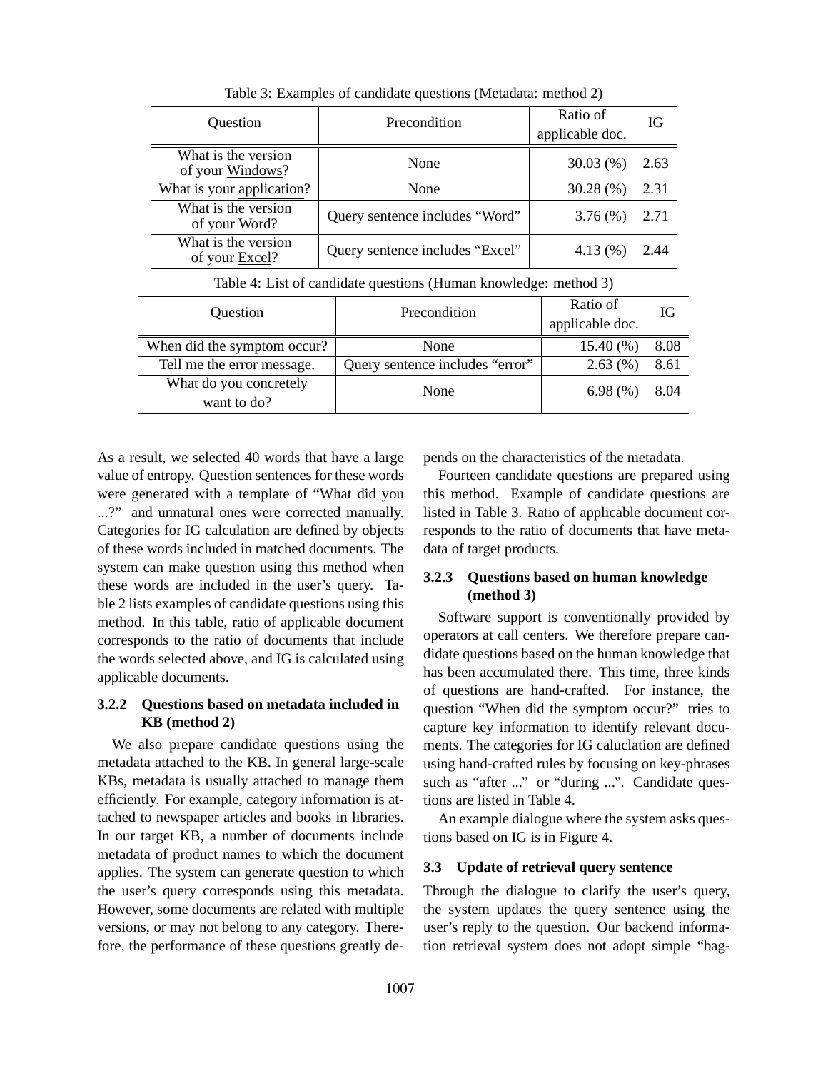Table 3: Examples of candidate questions (Metadata: method 2)

| Question | Precondition | Ratio of applicable doc. | IG |
|---|---|---|---|
| What is the version of your Windows? | None | 30.03 (%) | 2.63 |
| What is your application? | None | 30.28 (%) | 2.31 |
| What is the version of your Word? | Query sentence includes "Word" | 3.76 (%) | 2.71 |
| What is the version of your Excel? | Query sentence includes "Excel" | 4.13 (%) | 2.44 |

Table 4: List of candidate questions (Human knowledge: method 3)

| Question | Precondition | Ratio of applicable doc. | IG |
|---|---|---|---|
| When did the symptom occur? | None | 15.40 (%) | 8.08 |
| Tell me the error message. | Query sentence includes "error" | 2.63 (%) | 8.61 |
| What do you concretely want to do? | None | 6.98 (%) | 8.04 |

As a result, we selected 40 words that have a large value of entropy. Question sentences for these words were generated with a template of "What did you ...?" and unnatural ones were corrected manually. Categories for IG calculation are defined by objects of these words included in matched documents. The system can make question using this method when these words are included in the user's query. Table 2 lists examples of candidate questions using this method. In this table, ratio of applicable document corresponds to the ratio of documents that include the words selected above, and IG is calculated using applicable documents.

#### 3.2.2 Questions based on metadata included in KB (method 2)

We also prepare candidate questions using the metadata attached to the KB. In general large-scale KBs, metadata is usually attached to manage them efficiently. For example, category information is attached to newspaper articles and books in libraries. In our target KB, a number of documents include metadata of product names to which the document applies. The system can generate question to which the user's query corresponds using this metadata. However, some documents are related with multiple versions, or may not belong to any category. Therefore, the performance of these questions greatly depends on the characteristics of the metadata.

Fourteen candidate questions are prepared using this method. Example of candidate questions are listed in Table 3. Ratio of applicable document corresponds to the ratio of documents that have metadata of target products.

#### 3.2.3 Questions based on human knowledge (method 3)

Software support is conventionally provided by operators at call centers. We therefore prepare candidate questions based on the human knowledge that has been accumulated there. This time, three kinds of questions are hand-crafted. For instance, the question "When did the symptom occur?" tries to capture key information to identify relevant documents. The categories for IG caluclation are defined using hand-crafted rules by focusing on key-phrases such as "after ..." or "during ...". Candidate questions are listed in Table 4.

An example dialogue where the system asks questions based on IG is in Figure 4.

### 3.3 Update of retrieval query sentence

Through the dialogue to clarify the user's query, the system updates the query sentence using the user's reply to the question. Our backend information retrieval system does not adopt simple "bag-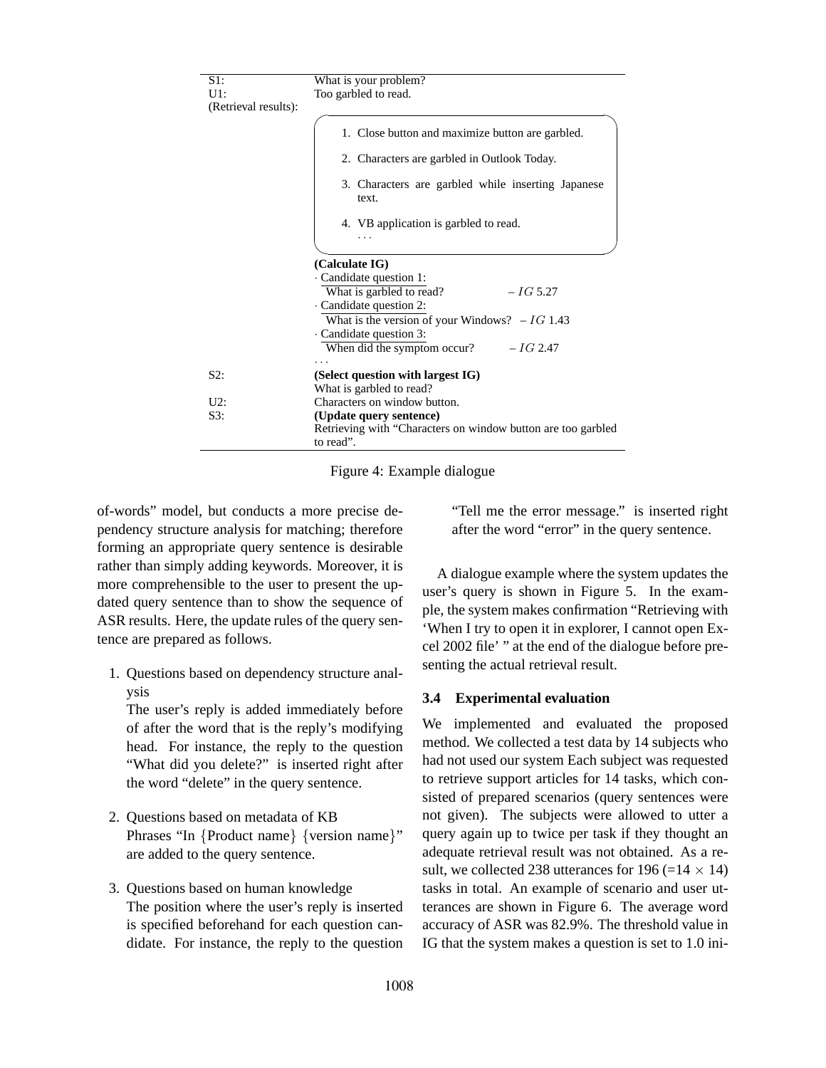| | |
|---|---|
| S1: | What is your problem? |
| U1: | Too garbled to read. |
| (Retrieval results): | 1. Close button and maximize button are garbled.<br>2. Characters are garbled in Outlook Today.<br>3. Characters are garbled while inserting Japanese text.<br>4. VB application is garbled to read.<br>... |
| | **(Calculate IG)**<br>· Candidate question 1:<br>What is garbled to read? – $IG$ 5.27<br>· Candidate question 2:<br>What is the version of your Windows? – $IG$ 1.43<br>· Candidate question 3:<br>When did the symptom occur? – $IG$ 2.47<br>... |
| S2: | **(Select question with largest IG)**<br>What is garbled to read? |
| U2: | Characters on window button. |
| S3: | **(Update query sentence)**<br>Retrieving with "Characters on window button are too garbled to read". |

Figure 4: Example dialogue

of-words" model, but conducts a more precise dependency structure analysis for matching; therefore forming an appropriate query sentence is desirable rather than simply adding keywords. Moreover, it is more comprehensible to the user to present the updated query sentence than to show the sequence of ASR results. Here, the update rules of the query sentence are prepared as follows.

1. Questions based on dependency structure analysis
   The user's reply is added immediately before of after the word that is the reply's modifying head. For instance, the reply to the question "What did you delete?" is inserted right after the word "delete" in the query sentence.

2. Questions based on metadata of KB
   Phrases "In {Product name} {version name}" are added to the query sentence.

3. Questions based on human knowledge
   The position where the user's reply is inserted is specified beforehand for each question candidate. For instance, the reply to the question "Tell me the error message." is inserted right after the word "error" in the query sentence.

A dialogue example where the system updates the user's query is shown in Figure 5. In the example, the system makes confirmation "Retrieving with 'When I try to open it in explorer, I cannot open Excel 2002 file' " at the end of the dialogue before presenting the actual retrieval result.

### 3.4 Experimental evaluation

We implemented and evaluated the proposed method. We collected a test data by 14 subjects who had not used our system Each subject was requested to retrieve support articles for 14 tasks, which consisted of prepared scenarios (query sentences were not given). The subjects were allowed to utter a query again up to twice per task if they thought an adequate retrieval result was not obtained. As a result, we collected 238 utterances for 196 (=$14 \times 14$) tasks in total. An example of scenario and user utterances are shown in Figure 6. The average word accuracy of ASR was 82.9%. The threshold value in IG that the system makes a question is set to 1.0 ini-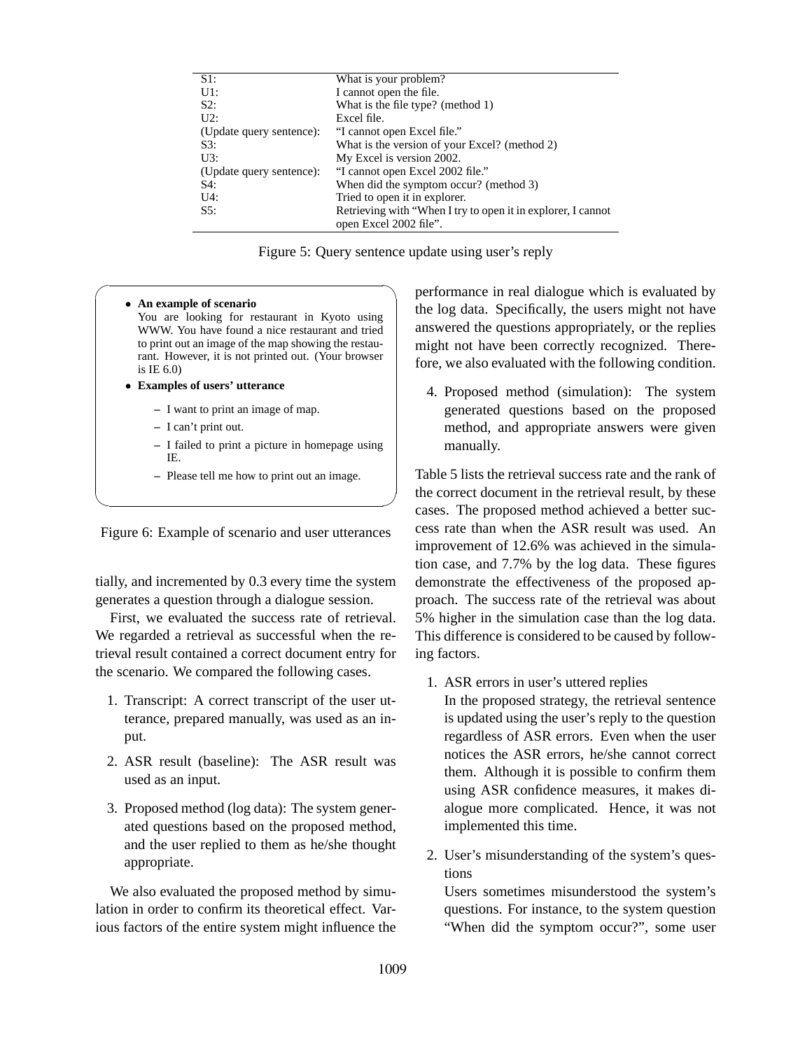| | |
|---|---|
| S1: | What is your problem? |
| U1: | I cannot open the file. |
| S2: | What is the file type? (method 1) |
| U2: | Excel file. |
| (Update query sentence): | "I cannot open Excel file." |
| S3: | What is the version of your Excel? (method 2) |
| U3: | My Excel is version 2002. |
| (Update query sentence): | "I cannot open Excel 2002 file." |
| S4: | When did the symptom occur? (method 3) |
| U4: | Tried to open it in explorer. |
| S5: | Retrieving with "When I try to open it in explorer, I cannot open Excel 2002 file". |

Figure 5: Query sentence update using user's reply

- **An example of scenario**
  You are looking for restaurant in Kyoto using WWW. You have found a nice restaurant and tried to print out an image of the map showing the restaurant. However, it is not printed out. (Your browser is IE 6.0)
- **Examples of users' utterance**
  - I want to print an image of map.
  - I can't print out.
  - I failed to print a picture in homepage using IE.
  - Please tell me how to print out an image.

Figure 6: Example of scenario and user utterances

tially, and incremented by 0.3 every time the system generates a question through a dialogue session.

First, we evaluated the success rate of retrieval. We regarded a retrieval as successful when the retrieval result contained a correct document entry for the scenario. We compared the following cases.

1. Transcript: A correct transcript of the user utterance, prepared manually, was used as an input.
2. ASR result (baseline): The ASR result was used as an input.
3. Proposed method (log data): The system generated questions based on the proposed method, and the user replied to them as he/she thought appropriate.

We also evaluated the proposed method by simulation in order to confirm its theoretical effect. Various factors of the entire system might influence the performance in real dialogue which is evaluated by the log data. Specifically, the users might not have answered the questions appropriately, or the replies might not have been correctly recognized. Therefore, we also evaluated with the following condition.

4. Proposed method (simulation): The system generated questions based on the proposed method, and appropriate answers were given manually.

Table 5 lists the retrieval success rate and the rank of the correct document in the retrieval result, by these cases. The proposed method achieved a better success rate than when the ASR result was used. An improvement of 12.6% was achieved in the simulation case, and 7.7% by the log data. These figures demonstrate the effectiveness of the proposed approach. The success rate of the retrieval was about 5% higher in the simulation case than the log data. This difference is considered to be caused by following factors.

1. ASR errors in user's uttered replies
   In the proposed strategy, the retrieval sentence is updated using the user's reply to the question regardless of ASR errors. Even when the user notices the ASR errors, he/she cannot correct them. Although it is possible to confirm them using ASR confidence measures, it makes dialogue more complicated. Hence, it was not implemented this time.
2. User's misunderstanding of the system's questions
   Users sometimes misunderstood the system's questions. For instance, to the system question "When did the symptom occur?", some user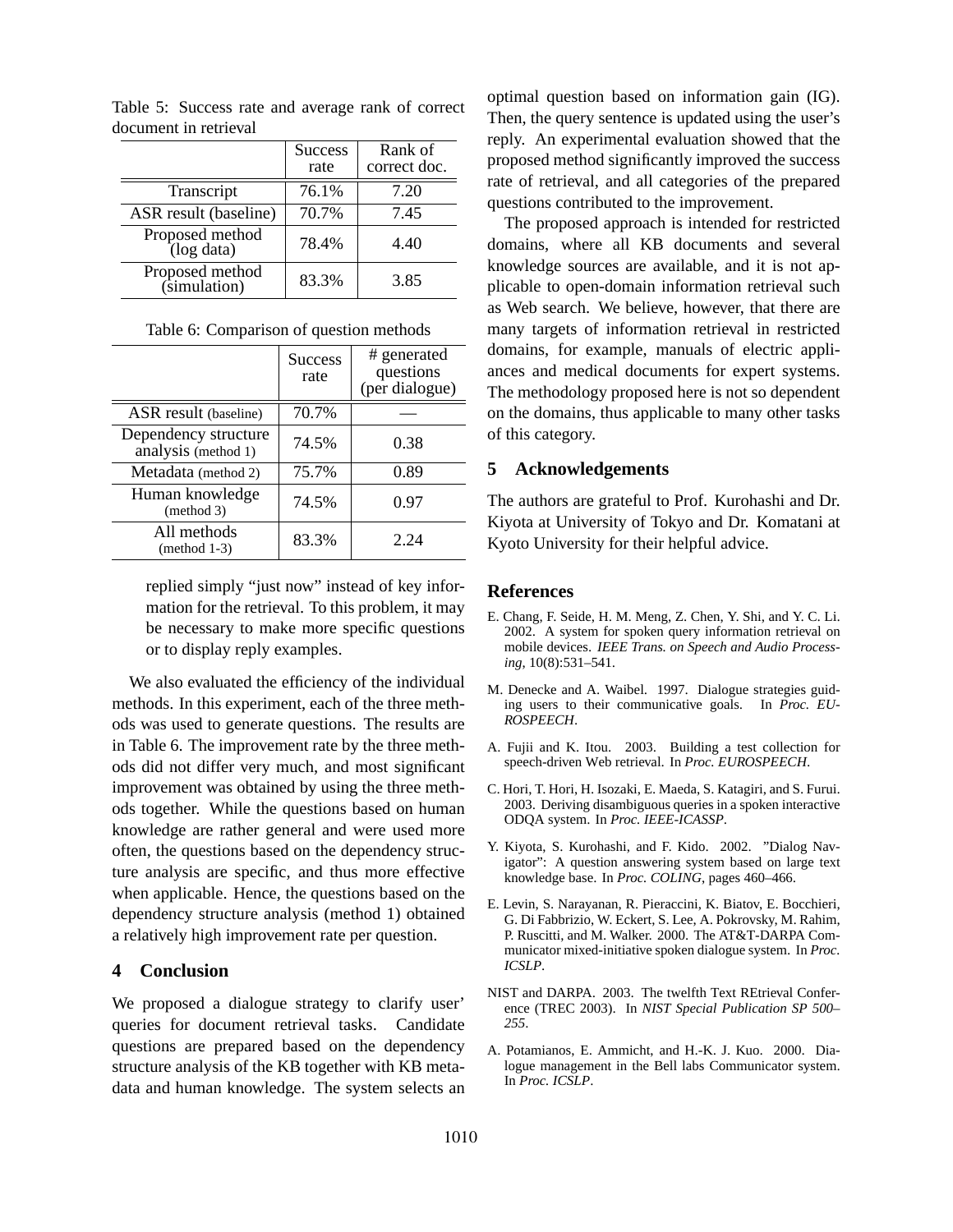Table 5: Success rate and average rank of correct document in retrieval

| | Success rate | Rank of correct doc. |
|---|---|---|
| Transcript | 76.1% | 7.20 |
| ASR result (baseline) | 70.7% | 7.45 |
| Proposed method (log data) | 78.4% | 4.40 |
| Proposed method (simulation) | 83.3% | 3.85 |

Table 6: Comparison of question methods

| | Success rate | # generated questions (per dialogue) |
|---|---|---|
| ASR result (baseline) | 70.7% | — |
| Dependency structure analysis (method 1) | 74.5% | 0.38 |
| Metadata (method 2) | 75.7% | 0.89 |
| Human knowledge (method 3) | 74.5% | 0.97 |
| All methods (method 1-3) | 83.3% | 2.24 |

replied simply "just now" instead of key information for the retrieval. To this problem, it may be necessary to make more specific questions or to display reply examples.

We also evaluated the efficiency of the individual methods. In this experiment, each of the three methods was used to generate questions. The results are in Table 6. The improvement rate by the three methods did not differ very much, and most significant improvement was obtained by using the three methods together. While the questions based on human knowledge are rather general and were used more often, the questions based on the dependency structure analysis are specific, and thus more effective when applicable. Hence, the questions based on the dependency structure analysis (method 1) obtained a relatively high improvement rate per question.

## 4 Conclusion

We proposed a dialogue strategy to clarify user' queries for document retrieval tasks. Candidate questions are prepared based on the dependency structure analysis of the KB together with KB metadata and human knowledge. The system selects an optimal question based on information gain (IG). Then, the query sentence is updated using the user's reply. An experimental evaluation showed that the proposed method significantly improved the success rate of retrieval, and all categories of the prepared questions contributed to the improvement.

The proposed approach is intended for restricted domains, where all KB documents and several knowledge sources are available, and it is not applicable to open-domain information retrieval such as Web search. We believe, however, that there are many targets of information retrieval in restricted domains, for example, manuals of electric appliances and medical documents for expert systems. The methodology proposed here is not so dependent on the domains, thus applicable to many other tasks of this category.

## 5 Acknowledgements

The authors are grateful to Prof. Kurohashi and Dr. Kiyota at University of Tokyo and Dr. Komatani at Kyoto University for their helpful advice.

## References

E. Chang, F. Seide, H. M. Meng, Z. Chen, Y. Shi, and Y. C. Li. 2002. A system for spoken query information retrieval on mobile devices. *IEEE Trans. on Speech and Audio Processing*, 10(8):531–541.

M. Denecke and A. Waibel. 1997. Dialogue strategies guiding users to their communicative goals. In *Proc. EUROSPEECH*.

A. Fujii and K. Itou. 2003. Building a test collection for speech-driven Web retrieval. In *Proc. EUROSPEECH*.

C. Hori, T. Hori, H. Isozaki, E. Maeda, S. Katagiri, and S. Furui. 2003. Deriving disambiguous queries in a spoken interactive ODQA system. In *Proc. IEEE-ICASSP*.

Y. Kiyota, S. Kurohashi, and F. Kido. 2002. "Dialog Navigator": A question answering system based on large text knowledge base. In *Proc. COLING*, pages 460–466.

E. Levin, S. Narayanan, R. Pieraccini, K. Biatov, E. Bocchieri, G. Di Fabbrizio, W. Eckert, S. Lee, A. Pokrovsky, M. Rahim, P. Ruscitti, and M. Walker. 2000. The AT&T-DARPA Communicator mixed-initiative spoken dialogue system. In *Proc. ICSLP*.

NIST and DARPA. 2003. The twelfth Text REtrieval Conference (TREC 2003). In *NIST Special Publication SP 500–255*.

A. Potamianos, E. Ammicht, and H.-K. J. Kuo. 2000. Dialogue management in the Bell labs Communicator system. In *Proc. ICSLP*.